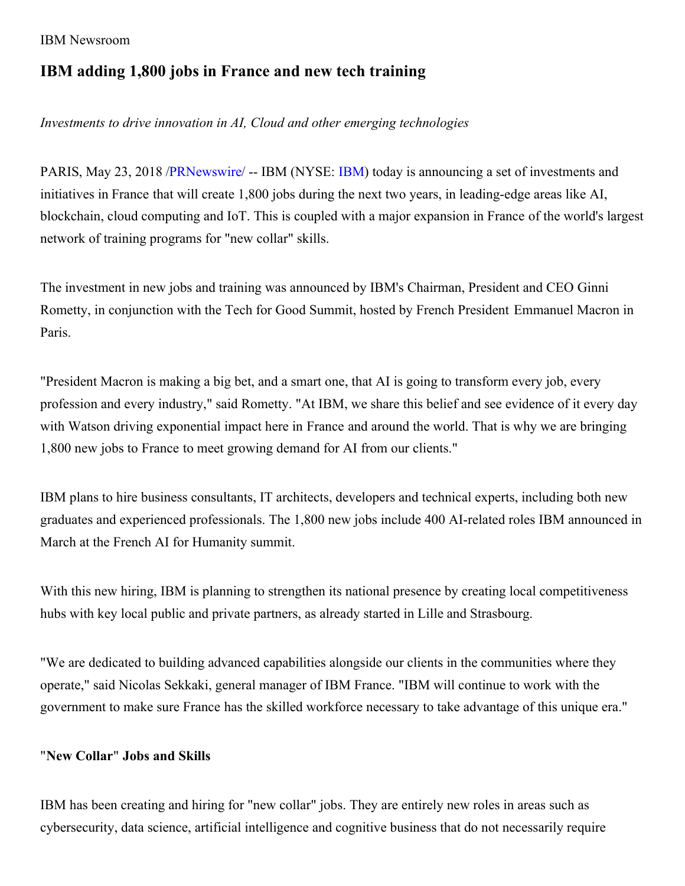IBM Newsroom

# IBM adding 1,800 jobs in France and new tech training

*Investments to drive innovation in AI, Cloud and other emerging technologies*

PARIS, May 23, 2018 /PRNewswire/ -- IBM (NYSE: IBM) today is announcing a set of investments and initiatives in France that will create 1,800 jobs during the next two years, in leading-edge areas like AI, blockchain, cloud computing and IoT. This is coupled with a major expansion in France of the world's largest network of training programs for "new collar" skills.

The investment in new jobs and training was announced by IBM's Chairman, President and CEO Ginni Rometty, in conjunction with the Tech for Good Summit, hosted by French President Emmanuel Macron in Paris.

"President Macron is making a big bet, and a smart one, that AI is going to transform every job, every profession and every industry," said Rometty. "At IBM, we share this belief and see evidence of it every day with Watson driving exponential impact here in France and around the world. That is why we are bringing 1,800 new jobs to France to meet growing demand for AI from our clients."

IBM plans to hire business consultants, IT architects, developers and technical experts, including both new graduates and experienced professionals. The 1,800 new jobs include 400 AI-related roles IBM announced in March at the French AI for Humanity summit.

With this new hiring, IBM is planning to strengthen its national presence by creating local competitiveness hubs with key local public and private partners, as already started in Lille and Strasbourg.

"We are dedicated to building advanced capabilities alongside our clients in the communities where they operate," said Nicolas Sekkaki, general manager of IBM France. "IBM will continue to work with the government to make sure France has the skilled workforce necessary to take advantage of this unique era."

**"New Collar" Jobs and Skills**

IBM has been creating and hiring for "new collar" jobs. They are entirely new roles in areas such as cybersecurity, data science, artificial intelligence and cognitive business that do not necessarily require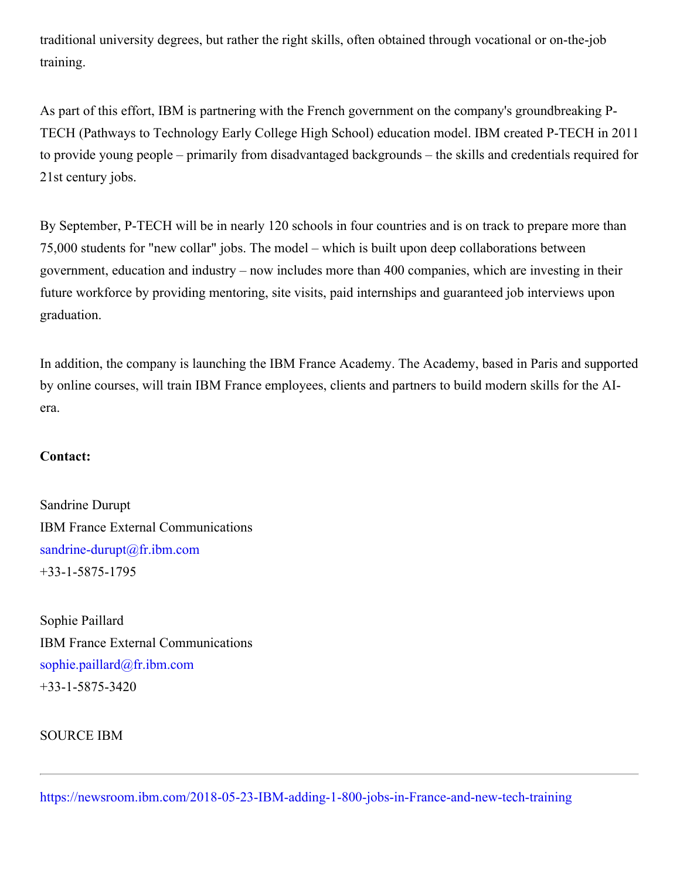traditional university degrees, but rather the right skills, often obtained through vocational or on-the-job training.

As part of this effort, IBM is partnering with the French government on the company's groundbreaking P-TECH (Pathways to Technology Early College High School) education model. IBM created P-TECH in 2011 to provide young people – primarily from disadvantaged backgrounds – the skills and credentials required for 21st century jobs.

By September, P-TECH will be in nearly 120 schools in four countries and is on track to prepare more than 75,000 students for "new collar" jobs. The model – which is built upon deep collaborations between government, education and industry – now includes more than 400 companies, which are investing in their future workforce by providing mentoring, site visits, paid internships and guaranteed job interviews upon graduation.

In addition, the company is launching the IBM France Academy. The Academy, based in Paris and supported by online courses, will train IBM France employees, clients and partners to build modern skills for the AI-era.

**Contact:**

Sandrine Durupt
IBM France External Communications
sandrine-durupt@fr.ibm.com
+33-1-5875-1795

Sophie Paillard
IBM France External Communications
sophie.paillard@fr.ibm.com
+33-1-5875-3420

SOURCE IBM

---

https://newsroom.ibm.com/2018-05-23-IBM-adding-1-800-jobs-in-France-and-new-tech-training